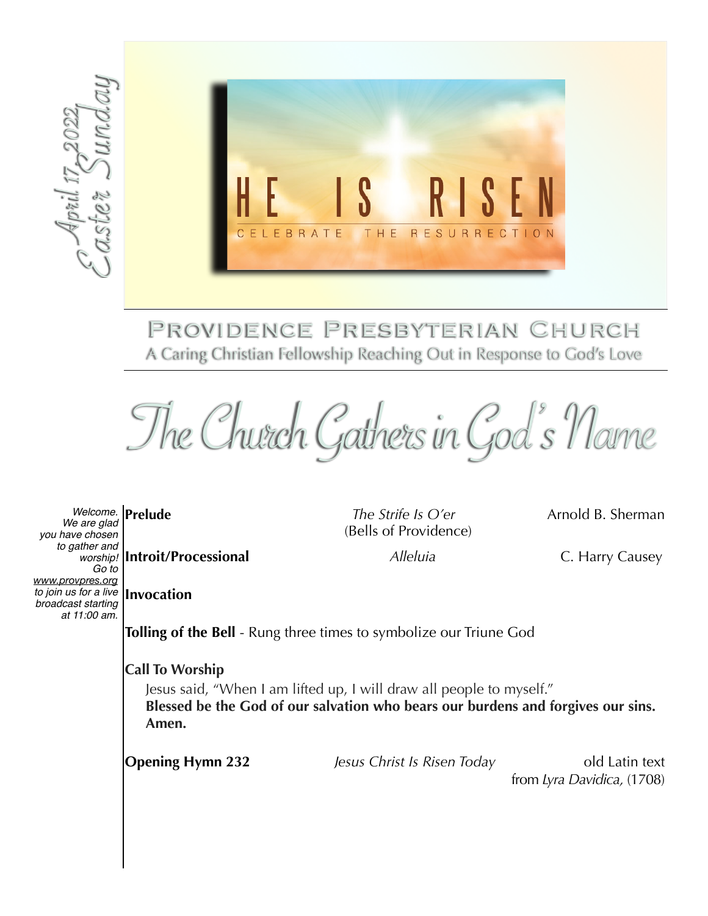April 17, 2022
Easter Sunday

HE IS RISEN

CELEBRATE THE RESURRECTION

# Providence Presbyterian Church

A Caring Christian Fellowship Reaching Out in Response to God's Love

## The Church Gathers in God's Name

*Welcome. We are glad you have chosen to gather and worship! Go to [www.provpres.org](http://www.provpres.org) to join us for a live broadcast starting at 11:00 am.*

**Prelude** — *The Strife Is O'er* (Bells of Providence) — Arnold B. Sherman

**Introit/Processional** — *Alleluia* — C. Harry Causey

**Invocation**

**Tolling of the Bell** - Rung three times to symbolize our Triune God

**Call To Worship**

Jesus said, "When I am lifted up, I will draw all people to myself."
**Blessed be the God of our salvation who bears our burdens and forgives our sins. Amen.**

**Opening Hymn 232** — *Jesus Christ Is Risen Today* — old Latin text from *Lyra Davidica,* (1708)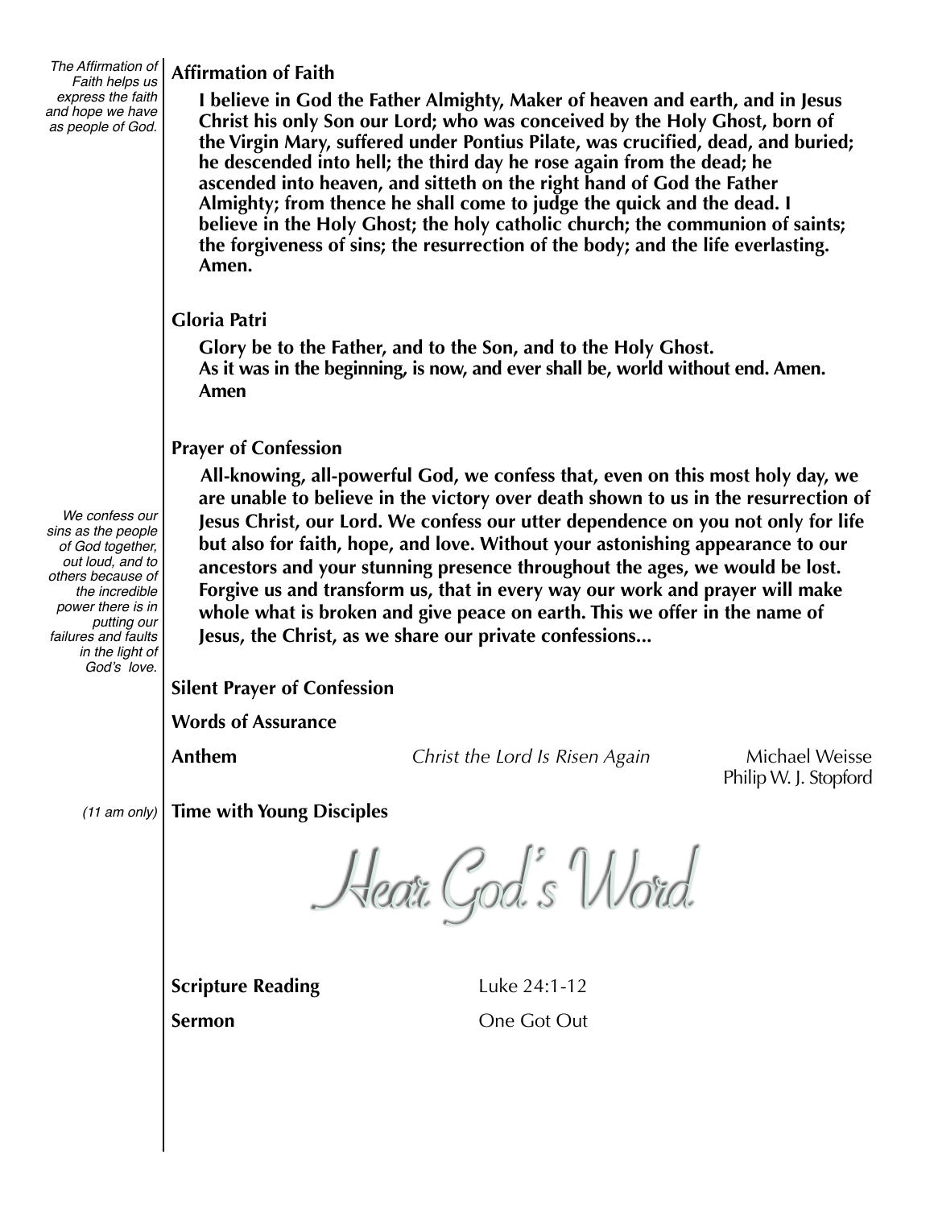*The Affirmation of Faith helps us express the faith and hope we have as people of God.*

### Affirmation of Faith

**I believe in God the Father Almighty, Maker of heaven and earth, and in Jesus Christ his only Son our Lord; who was conceived by the Holy Ghost, born of the Virgin Mary, suffered under Pontius Pilate, was crucified, dead, and buried; he descended into hell; the third day he rose again from the dead; he ascended into heaven, and sitteth on the right hand of God the Father Almighty; from thence he shall come to judge the quick and the dead. I believe in the Holy Ghost; the holy catholic church; the communion of saints; the forgiveness of sins; the resurrection of the body; and the life everlasting. Amen.**

### Gloria Patri

**Glory be to the Father, and to the Son, and to the Holy Ghost.**
**As it was in the beginning, is now, and ever shall be, world without end. Amen.**
**Amen**

### Prayer of Confession

*We confess our sins as the people of God together, out loud, and to others because of the incredible power there is in putting our failures and faults in the light of God's love.*

**All-knowing, all-powerful God, we confess that, even on this most holy day, we are unable to believe in the victory over death shown to us in the resurrection of Jesus Christ, our Lord. We confess our utter dependence on you not only for life but also for faith, hope, and love. Without your astonishing appearance to our ancestors and your stunning presence throughout the ages, we would be lost. Forgive us and transform us, that in every way our work and prayer will make whole what is broken and give peace on earth. This we offer in the name of Jesus, the Christ, as we share our private confessions...**

### Silent Prayer of Confession

### Words of Assurance

**Anthem** *Christ the Lord Is Risen Again* Michael Weisse
Philip W. J. Stopford

*(11 am only)* **Time with Young Disciples**

# Hear God's Word

**Scripture Reading** Luke 24:1-12

**Sermon** One Got Out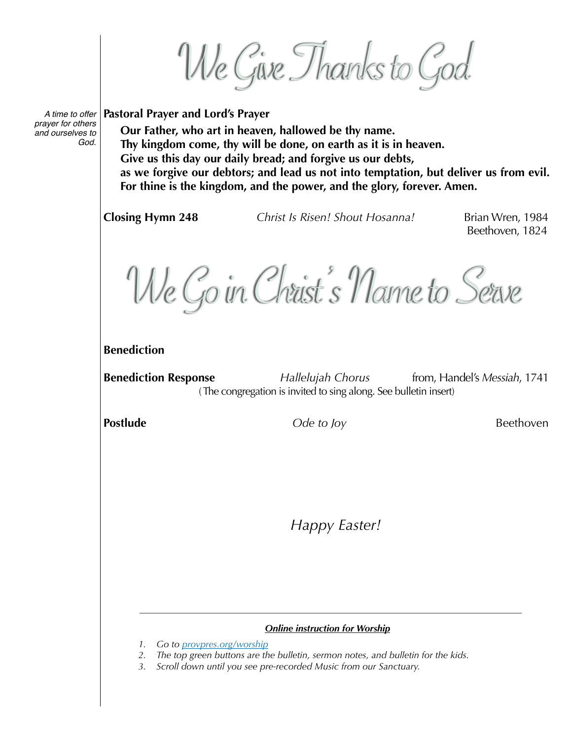# We Give Thanks to God

*A time to offer prayer for others and ourselves to God.*

**Pastoral Prayer and Lord's Prayer**

**Our Father, who art in heaven, hallowed be thy name.**
**Thy kingdom come, thy will be done, on earth as it is in heaven.**
**Give us this day our daily bread; and forgive us our debts,**
**as we forgive our debtors; and lead us not into temptation, but deliver us from evil.**
**For thine is the kingdom, and the power, and the glory, forever. Amen.**

**Closing Hymn 248** *Christ Is Risen! Shout Hosanna!* Brian Wren, 1984
Beethoven, 1824

# We Go in Christ's Name to Serve

**Benediction**

**Benediction Response** *Hallelujah Chorus* from, Handel's *Messiah*, 1741
(The congregation is invited to sing along. See bulletin insert)

**Postlude** *Ode to Joy* Beethoven

*Happy Easter!*

---

***Online instruction for Worship***

1. *Go to [provpres.org/worship](provpres.org/worship)*
2. *The top green buttons are the bulletin, sermon notes, and bulletin for the kids.*
3. *Scroll down until you see pre-recorded Music from our Sanctuary.*